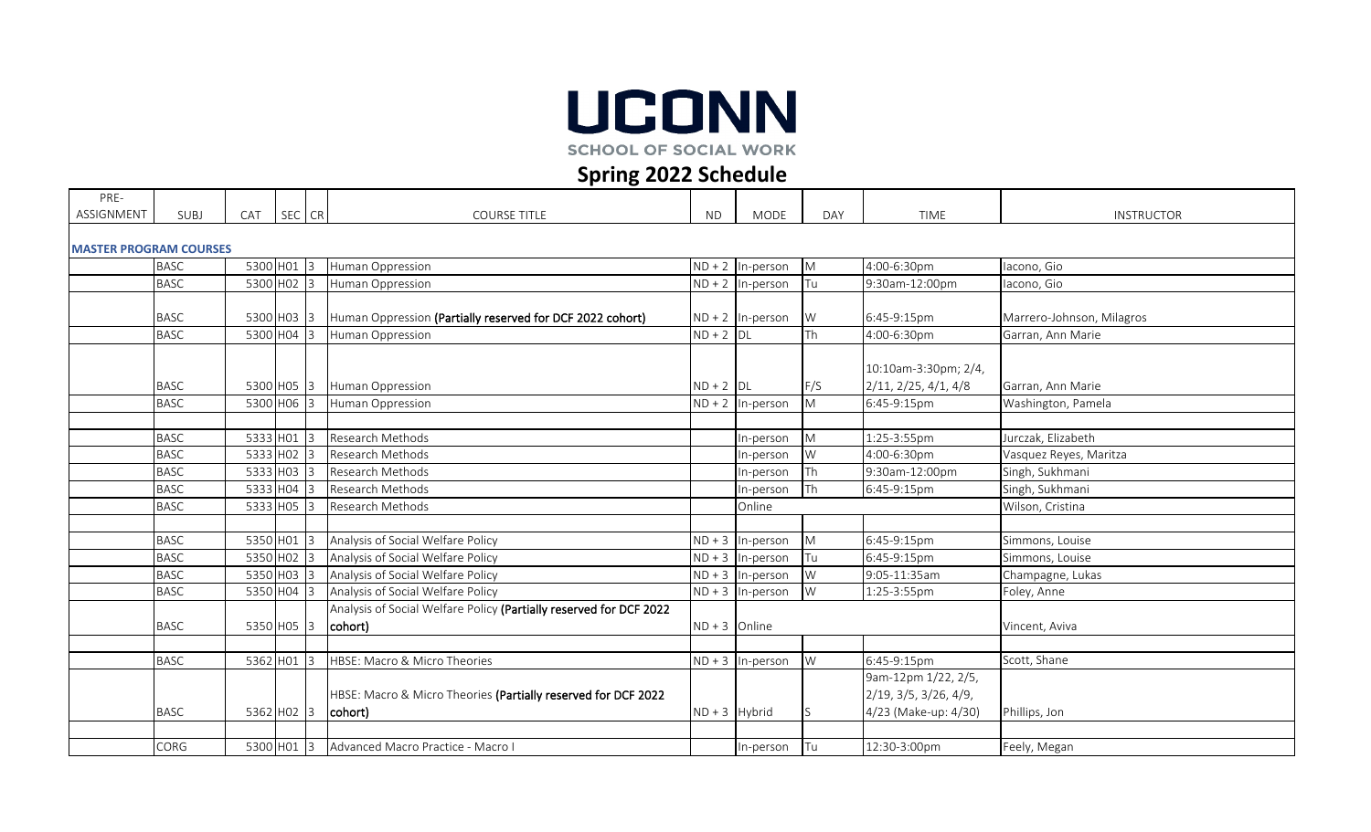# UCONN

SCHOOL OF SOCIAL WORK

## Spring 2022 Schedule

| PRE-ASSIGNMENT | SUBJ | CAT | SEC | CR | COURSE TITLE | ND | MODE | DAY | TIME | INSTRUCTOR |
|---|---|---|---|---|---|---|---|---|---|---|
| **MASTER PROGRAM COURSES** | | | | | | | | | | |
| | BASC | 5300 | H01 | 3 | Human Oppression | ND + 2 | In-person | M | 4:00-6:30pm | Iacono, Gio |
| | BASC | 5300 | H02 | 3 | Human Oppression | ND + 2 | In-person | Tu | 9:30am-12:00pm | Iacono, Gio |
| | BASC | 5300 | H03 | 3 | Human Oppression **(Partially reserved for DCF 2022 cohort)** | ND + 2 | In-person | W | 6:45-9:15pm | Marrero-Johnson, Milagros |
| | BASC | 5300 | H04 | 3 | Human Oppression | ND + 2 | DL | Th | 4:00-6:30pm | Garran, Ann Marie |
| | BASC | 5300 | H05 | 3 | Human Oppression | ND + 2 | DL | F/S | 10:10am-3:30pm; 2/4, 2/11, 2/25, 4/1, 4/8 | Garran, Ann Marie |
| | BASC | 5300 | H06 | 3 | Human Oppression | ND + 2 | In-person | M | 6:45-9:15pm | Washington, Pamela |
| | | | | | | | | | | |
| | BASC | 5333 | H01 | 3 | Research Methods | | In-person | M | 1:25-3:55pm | Jurczak, Elizabeth |
| | BASC | 5333 | H02 | 3 | Research Methods | | In-person | W | 4:00-6:30pm | Vasquez Reyes, Maritza |
| | BASC | 5333 | H03 | 3 | Research Methods | | In-person | Th | 9:30am-12:00pm | Singh, Sukhmani |
| | BASC | 5333 | H04 | 3 | Research Methods | | In-person | Th | 6:45-9:15pm | Singh, Sukhmani |
| | BASC | 5333 | H05 | 3 | Research Methods | | Online | | | Wilson, Cristina |
| | | | | | | | | | | |
| | BASC | 5350 | H01 | 3 | Analysis of Social Welfare Policy | ND + 3 | In-person | M | 6:45-9:15pm | Simmons, Louise |
| | BASC | 5350 | H02 | 3 | Analysis of Social Welfare Policy | ND + 3 | In-person | Tu | 6:45-9:15pm | Simmons, Louise |
| | BASC | 5350 | H03 | 3 | Analysis of Social Welfare Policy | ND + 3 | In-person | W | 9:05-11:35am | Champagne, Lukas |
| | BASC | 5350 | H04 | 3 | Analysis of Social Welfare Policy | ND + 3 | In-person | W | 1:25-3:55pm | Foley, Anne |
| | BASC | 5350 | H05 | 3 | Analysis of Social Welfare Policy **(Partially reserved for DCF 2022 cohort)** | ND + 3 | Online | | | Vincent, Aviva |
| | | | | | | | | | | |
| | BASC | 5362 | H01 | 3 | HBSE: Macro & Micro Theories | ND + 3 | In-person | W | 6:45-9:15pm | Scott, Shane |
| | BASC | 5362 | H02 | 3 | HBSE: Macro & Micro Theories **(Partially reserved for DCF 2022 cohort)** | ND + 3 | Hybrid | S | 9am-12pm 1/22, 2/5, 2/19, 3/5, 3/26, 4/9, 4/23 (Make-up: 4/30) | Phillips, Jon |
| | | | | | | | | | | |
| | CORG | 5300 | H01 | 3 | Advanced Macro Practice - Macro I | | In-person | Tu | 12:30-3:00pm | Feely, Megan |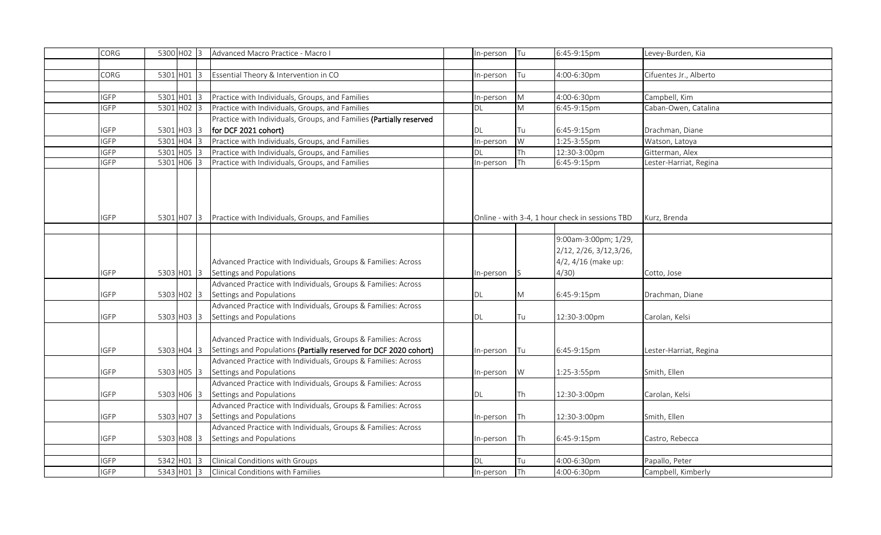| | | | | | | | | | |
|---|---|---|---|---|---|---|---|---|---|
| | CORG | 5300 | H02 | 3 | Advanced Macro Practice - Macro I | In-person | Tu | 6:45-9:15pm | Levey-Burden, Kia |
| | | | | | | | | | |
| | CORG | 5301 | H01 | 3 | Essential Theory & Intervention in CO | In-person | Tu | 4:00-6:30pm | Cifuentes Jr., Alberto |
| | | | | | | | | | |
| | IGFP | 5301 | H01 | 3 | Practice with Individuals, Groups, and Families | In-person | M | 4:00-6:30pm | Campbell, Kim |
| | IGFP | 5301 | H02 | 3 | Practice with Individuals, Groups, and Families | DL | M | 6:45-9:15pm | Caban-Owen, Catalina |
| | IGFP | 5301 | H03 | 3 | Practice with Individuals, Groups, and Families **(Partially reserved for DCF 2021 cohort)** | DL | Tu | 6:45-9:15pm | Drachman, Diane |
| | IGFP | 5301 | H04 | 3 | Practice with Individuals, Groups, and Families | In-person | W | 1:25-3:55pm | Watson, Latoya |
| | IGFP | 5301 | H05 | 3 | Practice with Individuals, Groups, and Families | DL | Th | 12:30-3:00pm | Gitterman, Alex |
| | IGFP | 5301 | H06 | 3 | Practice with Individuals, Groups, and Families | In-person | Th | 6:45-9:15pm | Lester-Harriat, Regina |
| | IGFP | 5301 | H07 | 3 | Practice with Individuals, Groups, and Families | Online - with 3-4, 1 hour check in sessions TBD | | | Kurz, Brenda |
| | | | | | | | | | |
| | IGFP | 5303 | H01 | 3 | Advanced Practice with Individuals, Groups & Families: Across Settings and Populations | In-person | S | 9:00am-3:00pm; 1/29, 2/12, 2/26, 3/12,3/26, 4/2, 4/16 (make up: 4/30) | Cotto, Jose |
| | IGFP | 5303 | H02 | 3 | Advanced Practice with Individuals, Groups & Families: Across Settings and Populations | DL | M | 6:45-9:15pm | Drachman, Diane |
| | IGFP | 5303 | H03 | 3 | Advanced Practice with Individuals, Groups & Families: Across Settings and Populations | DL | Tu | 12:30-3:00pm | Carolan, Kelsi |
| | IGFP | 5303 | H04 | 3 | Advanced Practice with Individuals, Groups & Families: Across Settings and Populations **(Partially reserved for DCF 2020 cohort)** | In-person | Tu | 6:45-9:15pm | Lester-Harriat, Regina |
| | IGFP | 5303 | H05 | 3 | Advanced Practice with Individuals, Groups & Families: Across Settings and Populations | In-person | W | 1:25-3:55pm | Smith, Ellen |
| | IGFP | 5303 | H06 | 3 | Advanced Practice with Individuals, Groups & Families: Across Settings and Populations | DL | Th | 12:30-3:00pm | Carolan, Kelsi |
| | IGFP | 5303 | H07 | 3 | Advanced Practice with Individuals, Groups & Families: Across Settings and Populations | In-person | Th | 12:30-3:00pm | Smith, Ellen |
| | IGFP | 5303 | H08 | 3 | Advanced Practice with Individuals, Groups & Families: Across Settings and Populations | In-person | Th | 6:45-9:15pm | Castro, Rebecca |
| | | | | | | | | | |
| | IGFP | 5342 | H01 | 3 | Clinical Conditions with Groups | DL | Tu | 4:00-6:30pm | Papallo, Peter |
| | IGFP | 5343 | H01 | 3 | Clinical Conditions with Families | In-person | Th | 4:00-6:30pm | Campbell, Kimberly |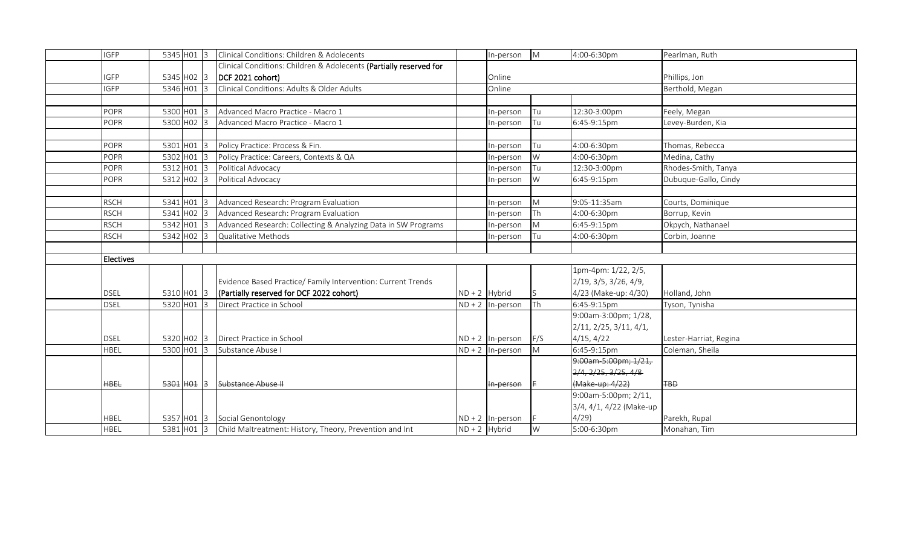| | | | | | | | | | |
|---|---|---|---|---|---|---|---|---|---|
| IGFP | 5345 | H01 | 3 | Clinical Conditions: Children & Adolecents | | In-person | M | 4:00-6:30pm | Pearlman, Ruth |
| IGFP | 5345 | H02 | 3 | Clinical Conditions: Children & Adolecents **(Partially reserved for DCF 2021 cohort)** | | Online | | | Phillips, Jon |
| IGFP | 5346 | H01 | 3 | Clinical Conditions: Adults & Older Adults | | Online | | | Berthold, Megan |
| | | | | | | | | | |
| POPR | 5300 | H01 | 3 | Advanced Macro Practice - Macro 1 | | In-person | Tu | 12:30-3:00pm | Feely, Megan |
| POPR | 5300 | H02 | 3 | Advanced Macro Practice - Macro 1 | | In-person | Tu | 6:45-9:15pm | Levey-Burden, Kia |
| | | | | | | | | | |
| POPR | 5301 | H01 | 3 | Policy Practice: Process & Fin. | | In-person | Tu | 4:00-6:30pm | Thomas, Rebecca |
| POPR | 5302 | H01 | 3 | Policy Practice: Careers, Contexts & QA | | In-person | W | 4:00-6:30pm | Medina, Cathy |
| POPR | 5312 | H01 | 3 | Political Advocacy | | In-person | Tu | 12:30-3:00pm | Rhodes-Smith, Tanya |
| POPR | 5312 | H02 | 3 | Political Advocacy | | In-person | W | 6:45-9:15pm | Dubuque-Gallo, Cindy |
| | | | | | | | | | |
| RSCH | 5341 | H01 | 3 | Advanced Research: Program Evaluation | | In-person | M | 9:05-11:35am | Courts, Dominique |
| RSCH | 5341 | H02 | 3 | Advanced Research: Program Evaluation | | In-person | Th | 4:00-6:30pm | Borrup, Kevin |
| RSCH | 5342 | H01 | 3 | Advanced Research: Collecting & Analyzing Data in SW Programs | | In-person | M | 6:45-9:15pm | Okpych, Nathanael |
| RSCH | 5342 | H02 | 3 | Qualitative Methods | | In-person | Tu | 4:00-6:30pm | Corbin, Joanne |
| | | | | | | | | | |
| **Electives** | | | | | | | | | |
| DSEL | 5310 | H01 | 3 | Evidence Based Practice/ Family Intervention: Current Trends **(Partially reserved for DCF 2022 cohort)** | ND + 2 | Hybrid | S | 1pm-4pm: 1/22, 2/5, 2/19, 3/5, 3/26, 4/9, 4/23 (Make-up: 4/30) | Holland, John |
| DSEL | 5320 | H01 | 3 | Direct Practice in School | ND + 2 | In-person | Th | 6:45-9:15pm | Tyson, Tynisha |
| DSEL | 5320 | H02 | 3 | Direct Practice in School | ND + 2 | In-person | F/S | 9:00am-3:00pm; 1/28, 2/11, 2/25, 3/11, 4/1, 4/15, 4/22 | Lester-Harriat, Regina |
| HBEL | 5300 | H01 | 3 | Substance Abuse I | ND + 2 | In-person | M | 6:45-9:15pm | Coleman, Sheila |
| ~~HBEL~~ | ~~5301~~ | ~~H01~~ | ~~3~~ | ~~Substance Abuse II~~ | | ~~In-person~~ | ~~F~~ | ~~9:00am-5:00pm; 1/21, 2/4, 2/25, 3/25, 4/8 (Make-up: 4/22)~~ | ~~TBD~~ |
| HBEL | 5357 | H01 | 3 | Social Genontology | ND + 2 | In-person | F | 9:00am-5:00pm; 2/11, 3/4, 4/1, 4/22 (Make-up 4/29) | Parekh, Rupal |
| HBEL | 5381 | H01 | 3 | Child Maltreatment: History, Theory, Prevention and Int | ND + 2 | Hybrid | W | 5:00-6:30pm | Monahan, Tim |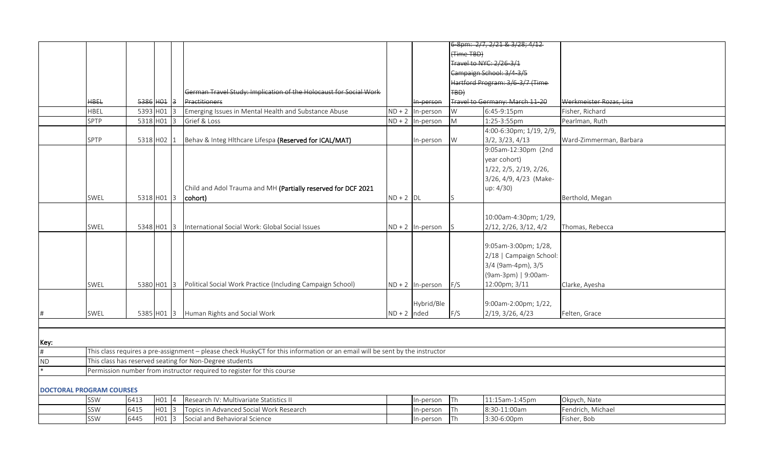| | | | | | | | | | | |
|---|---|---|---|---|---|---|---|---|---|---|
| | ~~HBEL~~ | ~~5386~~ | ~~H01~~ | ~~3~~ | ~~German Travel Study: Implication of the Holocaust for Social Work Practitioners~~ | | ~~In-person~~ | ~~6-8pm: 2/7, 2/21 & 3/28; 4/12 (Time TBD) Travel to NYC: 2/26-3/1 Campaign School: 3/4-3/5 Hartford Program: 3/6-3/7 (Time TBD)~~ | ~~Travel to Germany: March 11-20~~ | ~~Werkmeister Rozas, Lisa~~ |
| | HBEL | 5393 | H01 | 3 | Emerging Issues in Mental Health and Substance Abuse | ND + 2 | In-person | W | 6:45-9:15pm | Fisher, Richard |
| | SPTP | 5318 | H01 | 3 | Grief & Loss | ND + 2 | In-person | M | 1:25-3:55pm | Pearlman, Ruth |
| | SPTP | 5318 | H02 | 1 | Behav & Integ Hlthcare Lifespa **(Reserved for ICAL/MAT)** | | In-person | W | 4:00-6:30pm; 1/19, 2/9, 3/2, 3/23, 4/13 | Ward-Zimmerman, Barbara |
| | SWEL | 5318 | H01 | 3 | Child and Adol Trauma and MH **(Partially reserved for DCF 2021 cohort)** | ND + 2 | DL | S | 9:05am-12:30pm (2nd year cohort) 1/22, 2/5, 2/19, 2/26, 3/26, 4/9, 4/23 (Make-up: 4/30) | Berthold, Megan |
| | SWEL | 5348 | H01 | 3 | International Social Work: Global Social Issues | ND + 2 | In-person | S | 10:00am-4:30pm; 1/29, 2/12, 2/26, 3/12, 4/2 | Thomas, Rebecca |
| | SWEL | 5380 | H01 | 3 | Political Social Work Practice (Including Campaign School) | ND + 2 | In-person | F/S | 9:05am-3:00pm; 1/28, 2/18 \| Campaign School: 3/4 (9am-4pm), 3/5 (9am-3pm) \| 9:00am-12:00pm; 3/11 | Clarke, Ayesha |
| # | SWEL | 5385 | H01 | 3 | Human Rights and Social Work | ND + 2 | Hybrid/Blended | F/S | 9:00am-2:00pm; 1/22, 2/19, 3/26, 4/23 | Felten, Grace |

**Key:**

| | |
|---|---|
| # | This class requires a pre-assignment – please check HuskyCT for this information or an email will be sent by the instructor |
| ND | This class has reserved seating for Non-Degree students |
| * | Permission number from instructor required to register for this course |

**DOCTORAL PROGRAM COURSES**

| | | | | | | | | | | |
|---|---|---|---|---|---|---|---|---|---|---|
| | SSW | 6413 | H01 | 4 | Research IV: Multivariate Statistics II | | In-person | Th | 11:15am-1:45pm | Okpych, Nate |
| | SSW | 6415 | H01 | 3 | Topics in Advanced Social Work Research | | In-person | Th | 8:30-11:00am | Fendrich, Michael |
| | SSW | 6445 | H01 | 3 | Social and Behavioral Science | | In-person | Th | 3:30-6:00pm | Fisher, Bob |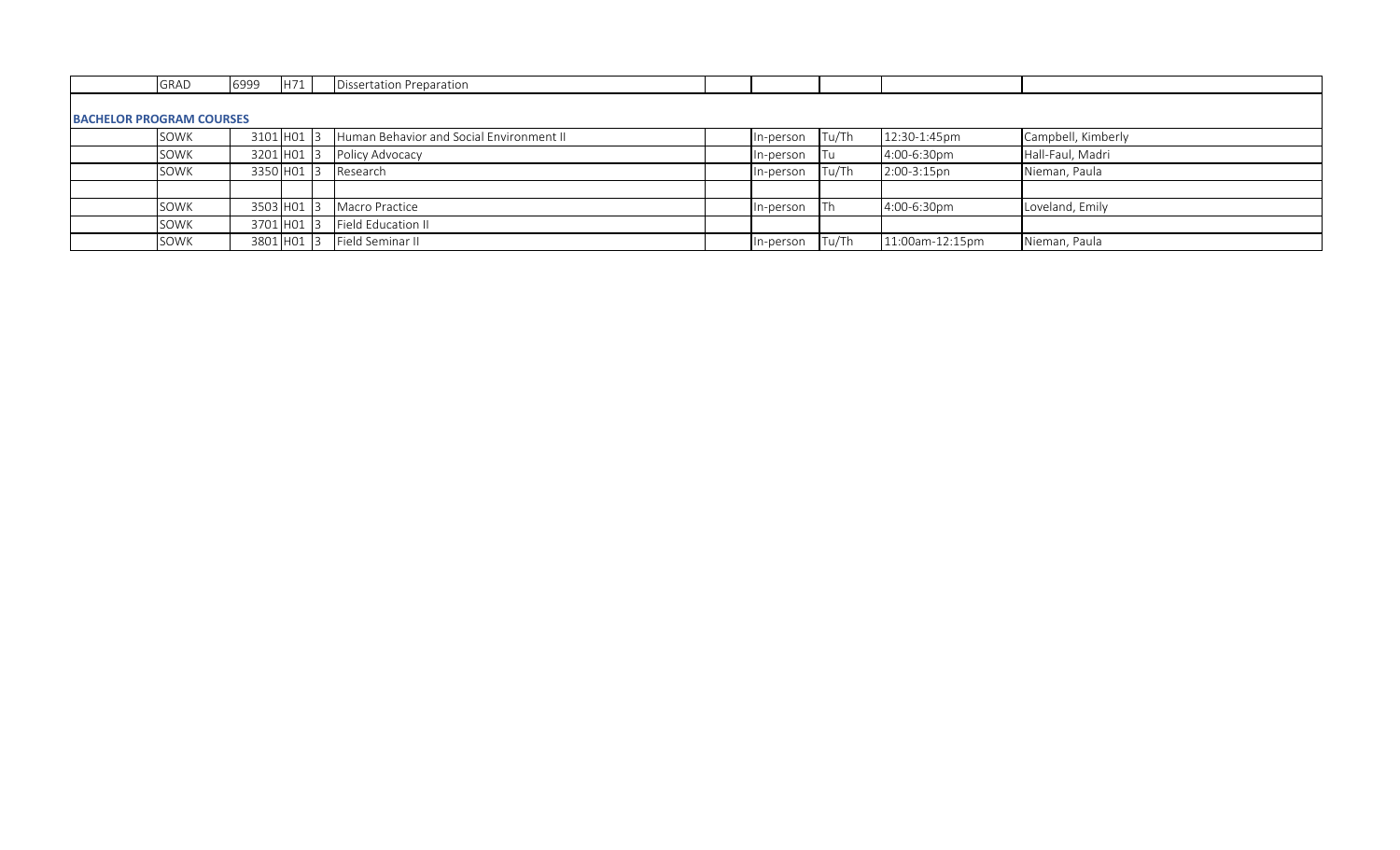| | | | | | | | | | | |
|---|---|---|---|---|---|---|---|---|---|---|
| | GRAD | 6999 | H71 | | Dissertation Preparation | | | | | |

**BACHELOR PROGRAM COURSES**

| | | | | | | | | | | |
|---|---|---|---|---|---|---|---|---|---|---|
| | SOWK | 3101 | H01 | 3 | Human Behavior and Social Environment II | | In-person | Tu/Th | 12:30-1:45pm | Campbell, Kimberly |
| | SOWK | 3201 | H01 | 3 | Policy Advocacy | | In-person | Tu | 4:00-6:30pm | Hall-Faul, Madri |
| | SOWK | 3350 | H01 | 3 | Research | | In-person | Tu/Th | 2:00-3:15pn | Nieman, Paula |
| | | | | | | | | | | |
| | SOWK | 3503 | H01 | 3 | Macro Practice | | In-person | Th | 4:00-6:30pm | Loveland, Emily |
| | SOWK | 3701 | H01 | 3 | Field Education II | | | | | |
| | SOWK | 3801 | H01 | 3 | Field Seminar II | | In-person | Tu/Th | 11:00am-12:15pm | Nieman, Paula |